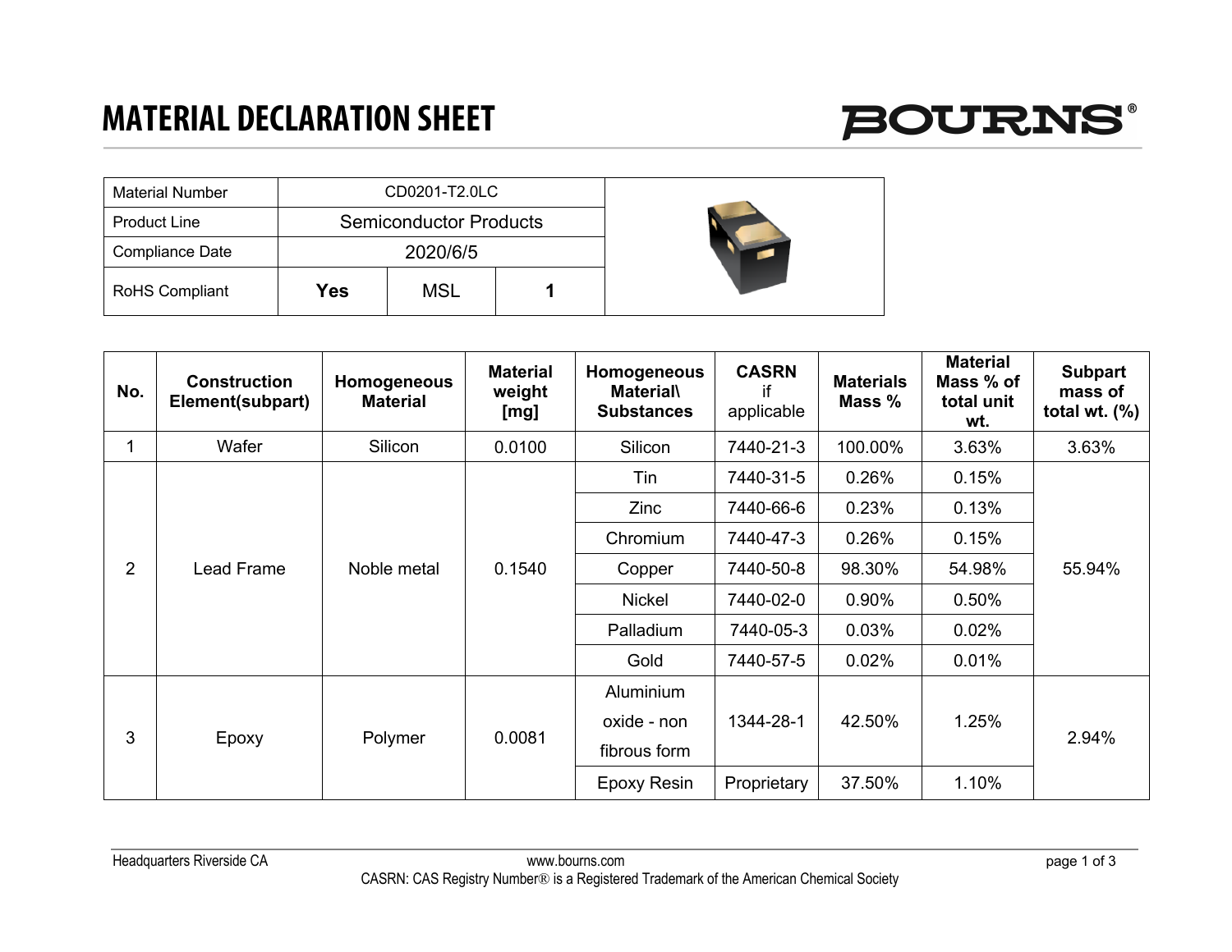# MATERIAL DECLARATION SHEET

BOURNS®

| | | | |
|---|---|---|---|
| Material Number | CD0201-T2.0LC | | |
| Product Line | Semiconductor Products | | |
| Compliance Date | 2020/6/5 | | |
| RoHS Compliant | **Yes** | MSL | **1** |

| No. | Construction Element(subpart) | Homogeneous Material | Material weight [mg] | Homogeneous Material\ Substances | CASRN if applicable | Materials Mass % | Material Mass % of total unit wt. | Subpart mass of total wt. (%) |
|---|---|---|---|---|---|---|---|---|
| 1 | Wafer | Silicon | 0.0100 | Silicon | 7440-21-3 | 100.00% | 3.63% | 3.63% |
| 2 | Lead Frame | Noble metal | 0.1540 | Tin | 7440-31-5 | 0.26% | 0.15% | 55.94% |
| | | | | Zinc | 7440-66-6 | 0.23% | 0.13% | |
| | | | | Chromium | 7440-47-3 | 0.26% | 0.15% | |
| | | | | Copper | 7440-50-8 | 98.30% | 54.98% | |
| | | | | Nickel | 7440-02-0 | 0.90% | 0.50% | |
| | | | | Palladium | 7440-05-3 | 0.03% | 0.02% | |
| | | | | Gold | 7440-57-5 | 0.02% | 0.01% | |
| 3 | Epoxy | Polymer | 0.0081 | Aluminium oxide - non fibrous form | 1344-28-1 | 42.50% | 1.25% | 2.94% |
| | | | | Epoxy Resin | Proprietary | 37.50% | 1.10% | |

Headquarters Riverside CA www.bourns.com

CASRN: CAS Registry Number® is a Registered Trademark of the American Chemical Society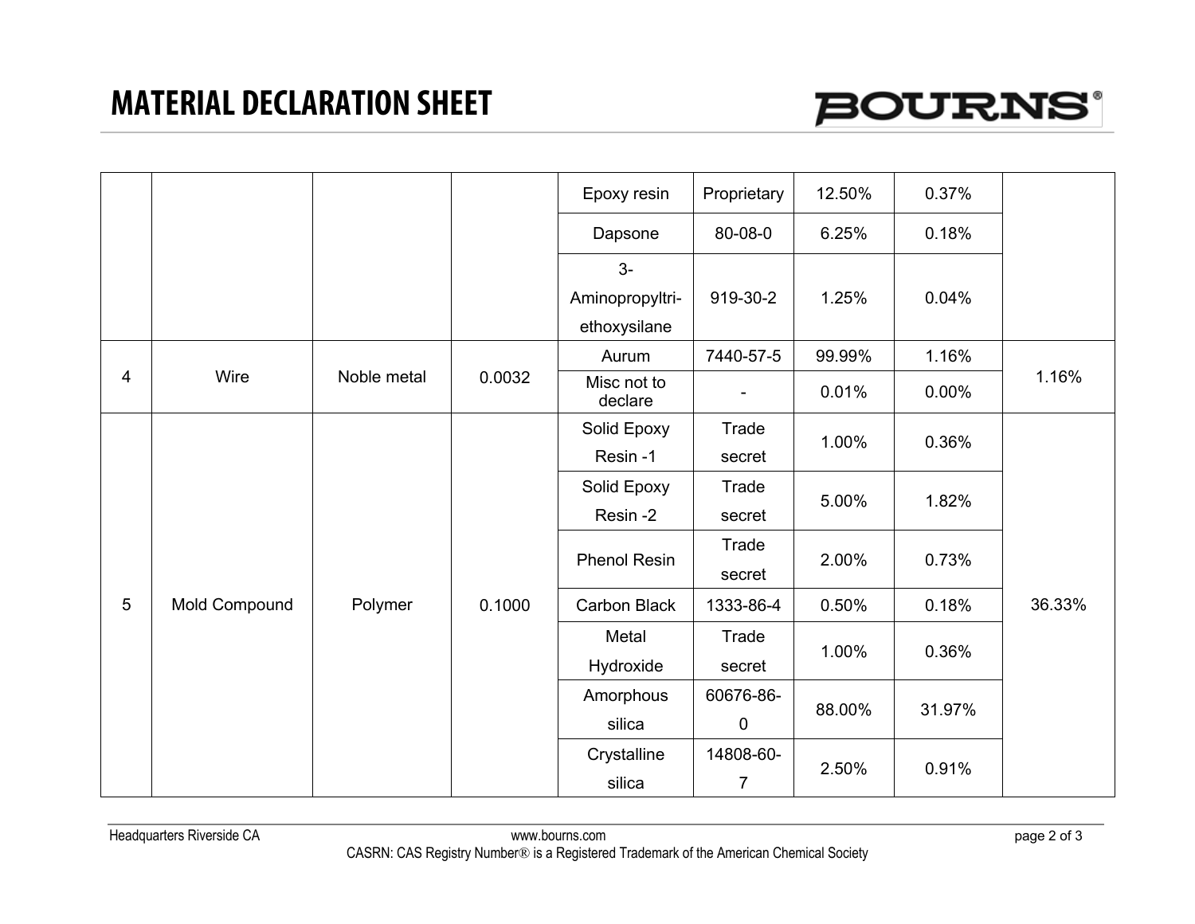# MATERIAL DECLARATION SHEET

| | | | | | | | | |
|---|---|---|---|---|---|---|---|---|
| | | | | Epoxy resin | Proprietary | 12.50% | 0.37% | |
| | | | | Dapsone | 80-08-0 | 6.25% | 0.18% | |
| | | | | 3-Aminopropyltri-ethoxysilane | 919-30-2 | 1.25% | 0.04% | |
| 4 | Wire | Noble metal | 0.0032 | Aurum | 7440-57-5 | 99.99% | 1.16% | 1.16% |
| | | | | Misc not to declare | - | 0.01% | 0.00% | |
| 5 | Mold Compound | Polymer | 0.1000 | Solid Epoxy Resin -1 | Trade secret | 1.00% | 0.36% | 36.33% |
| | | | | Solid Epoxy Resin -2 | Trade secret | 5.00% | 1.82% | |
| | | | | Phenol Resin | Trade secret | 2.00% | 0.73% | |
| | | | | Carbon Black | 1333-86-4 | 0.50% | 0.18% | |
| | | | | Metal Hydroxide | Trade secret | 1.00% | 0.36% | |
| | | | | Amorphous silica | 60676-86-0 | 88.00% | 31.97% | |
| | | | | Crystalline silica | 14808-60-7 | 2.50% | 0.91% | |

Headquarters Riverside CA www.bourns.com

CASRN: CAS Registry Number® is a Registered Trademark of the American Chemical Society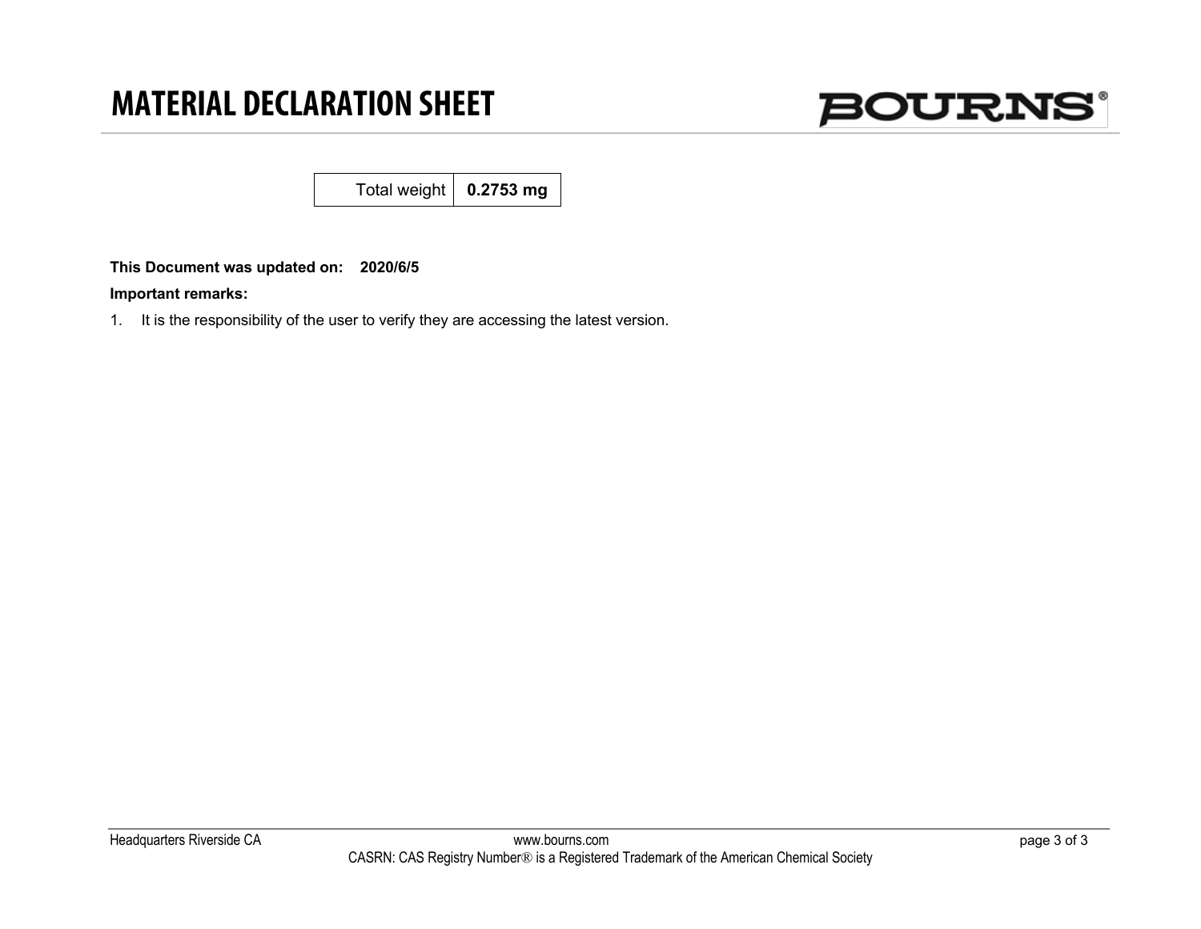| Total weight | **0.2753 mg** |
| --- | --- |

**This Document was updated on: 2020/6/5**

**Important remarks:**

1. It is the responsibility of the user to verify they are accessing the latest version.